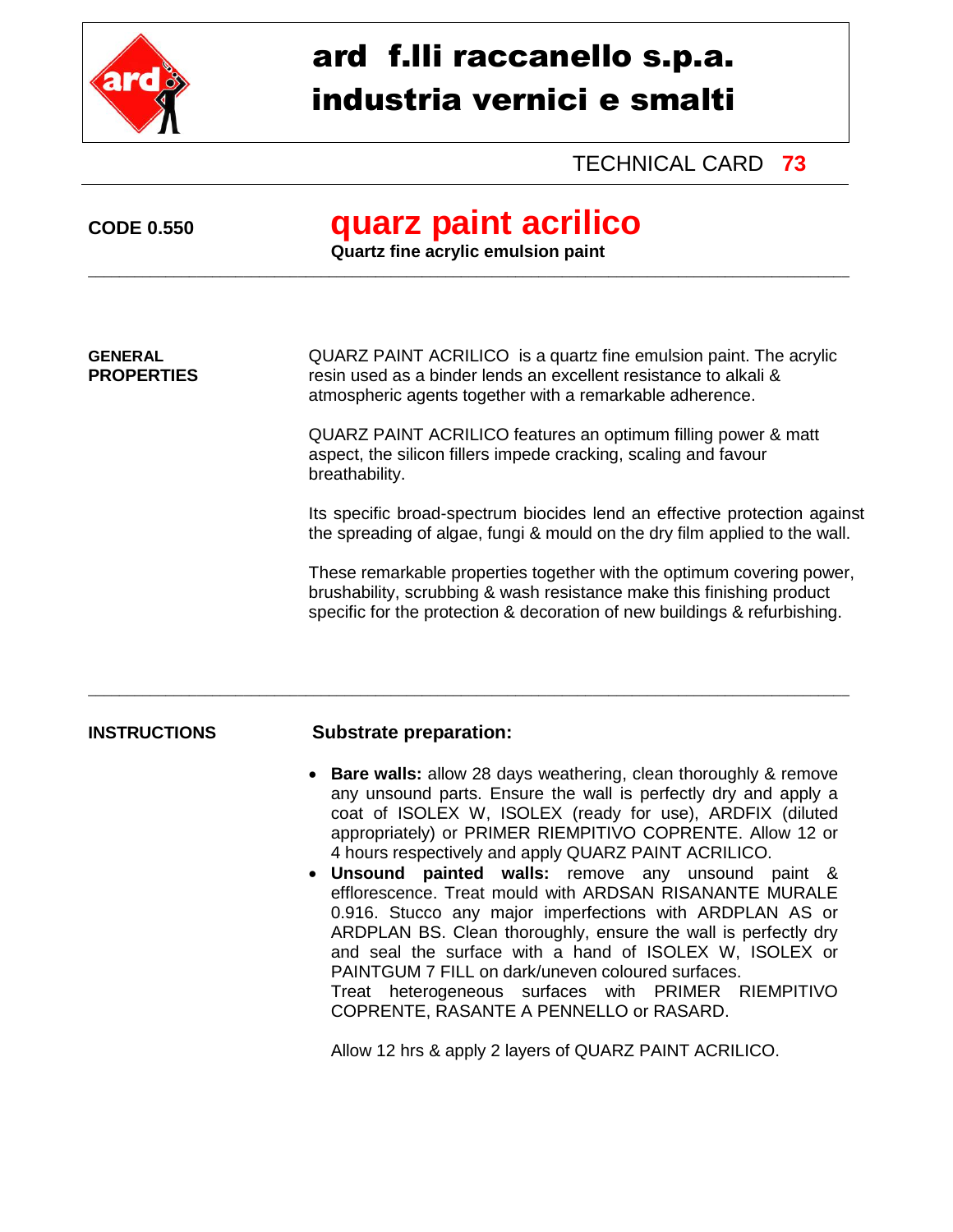# ard f.lli raccanello s.p.a.
# industria vernici e smalti

TECHNICAL CARD **73**

**CODE 0.550**

## quarz paint acrilico

**Quartz fine acrylic emulsion paint**

---

**GENERAL PROPERTIES**

QUARZ PAINT ACRILICO is a quartz fine emulsion paint. The acrylic resin used as a binder lends an excellent resistance to alkali & atmospheric agents together with a remarkable adherence.

QUARZ PAINT ACRILICO features an optimum filling power & matt aspect, the silicon fillers impede cracking, scaling and favour breathability.

Its specific broad-spectrum biocides lend an effective protection against the spreading of algae, fungi & mould on the dry film applied to the wall.

These remarkable properties together with the optimum covering power, brushability, scrubbing & wash resistance make this finishing product specific for the protection & decoration of new buildings & refurbishing.

---

**INSTRUCTIONS**

**Substrate preparation:**

- **Bare walls:** allow 28 days weathering, clean thoroughly & remove any unsound parts. Ensure the wall is perfectly dry and apply a coat of ISOLEX W, ISOLEX (ready for use), ARDFIX (diluted appropriately) or PRIMER RIEMPITIVO COPRENTE. Allow 12 or 4 hours respectively and apply QUARZ PAINT ACRILICO.
- **Unsound painted walls:** remove any unsound paint & efflorescence. Treat mould with ARDSAN RISANANTE MURALE 0.916. Stucco any major imperfections with ARDPLAN AS or ARDPLAN BS. Clean thoroughly, ensure the wall is perfectly dry and seal the surface with a hand of ISOLEX W, ISOLEX or PAINTGUM 7 FILL on dark/uneven coloured surfaces.
  Treat heterogeneous surfaces with PRIMER RIEMPITIVO COPRENTE, RASANTE A PENNELLO or RASARD.

  Allow 12 hrs & apply 2 layers of QUARZ PAINT ACRILICO.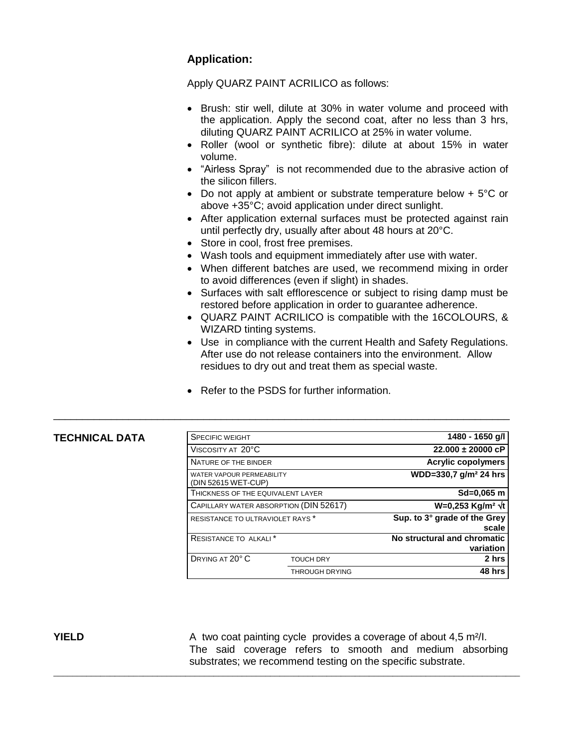### Application:

Apply QUARZ PAINT ACRILICO as follows:

- Brush: stir well, dilute at 30% in water volume and proceed with the application. Apply the second coat, after no less than 3 hrs, diluting QUARZ PAINT ACRILICO at 25% in water volume.
- Roller (wool or synthetic fibre): dilute at about 15% in water volume.
- "Airless Spray" is not recommended due to the abrasive action of the silicon fillers.
- Do not apply at ambient or substrate temperature below + 5°C or above +35°C; avoid application under direct sunlight.
- After application external surfaces must be protected against rain until perfectly dry, usually after about 48 hours at 20°C.
- Store in cool, frost free premises.
- Wash tools and equipment immediately after use with water.
- When different batches are used, we recommend mixing in order to avoid differences (even if slight) in shades.
- Surfaces with salt efflorescence or subject to rising damp must be restored before application in order to guarantee adherence.
- QUARZ PAINT ACRILICO is compatible with the 16COLOURS, & WIZARD tinting systems.
- Use in compliance with the current Health and Safety Regulations. After use do not release containers into the environment. Allow residues to dry out and treat them as special waste.

- Refer to the PSDS for further information.

---

**TECHNICAL DATA**

| | | |
|---|---|---|
| SPECIFIC WEIGHT | | **1480 - 1650 g/l** |
| VISCOSITY AT 20°C | | **22.000 ± 20000 cP** |
| NATURE OF THE BINDER | | **Acrylic copolymers** |
| WATER VAPOUR PERMEABILITY (DIN 52615 WET-CUP) | | **WDD=330,7 g/m² 24 hrs** |
| THICKNESS OF THE EQUIVALENT LAYER | | **Sd=0,065 m** |
| CAPILLARY WATER ABSORPTION (DIN 52617) | | **W=0,253 Kg/m² √t** |
| RESISTANCE TO ULTRAVIOLET RAYS * | | **Sup. to 3° grade of the Grey scale** |
| RESISTANCE TO ALKALI * | | **No structural and chromatic variation** |
| DRYING AT 20° C | TOUCH DRY | **2 hrs** |
| | THROUGH DRYING | **48 hrs** |

**YIELD**

A two coat painting cycle provides a coverage of about 4,5 m²/l. The said coverage refers to smooth and medium absorbing substrates; we recommend testing on the specific substrate.

---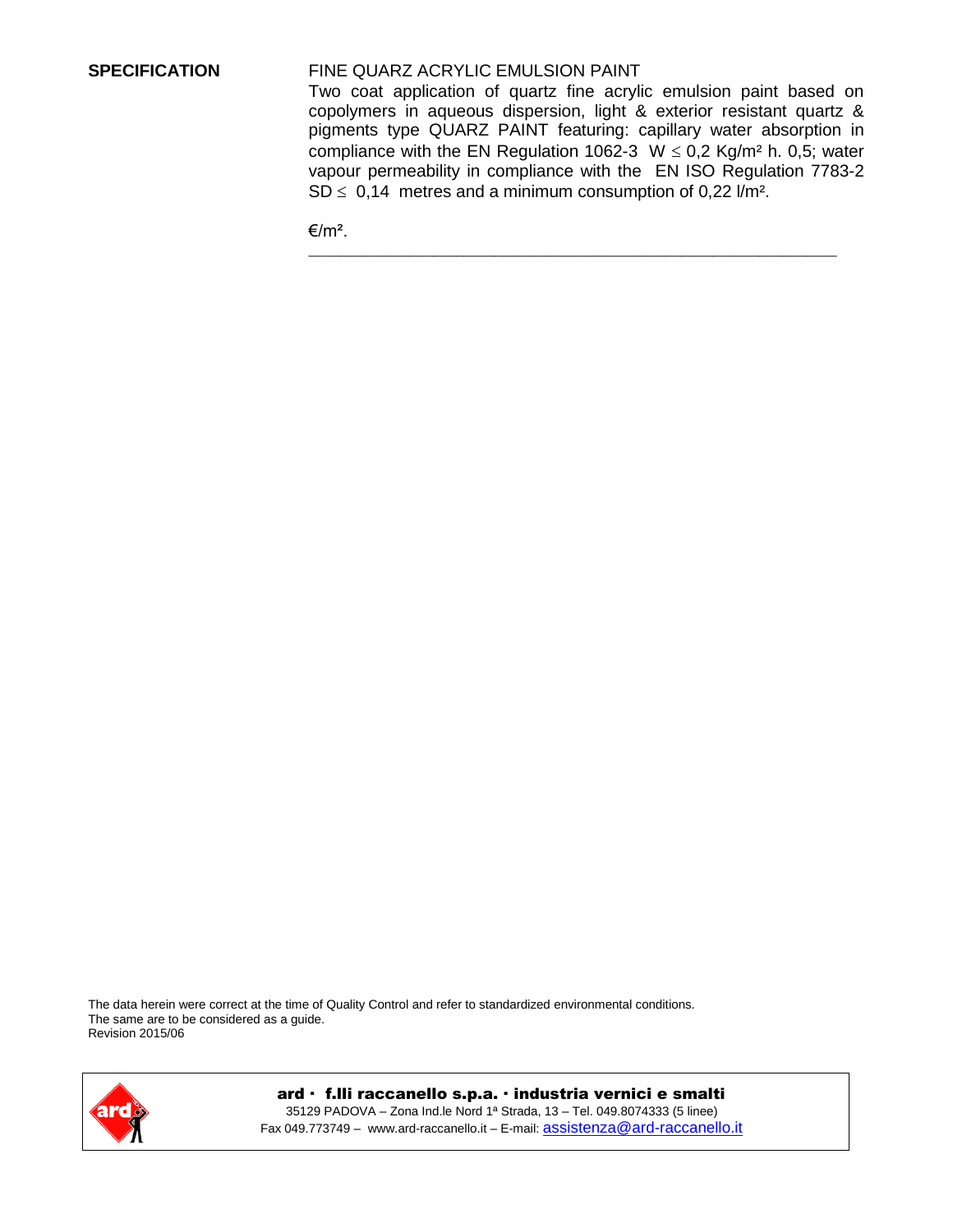**SPECIFICATION**

FINE QUARZ ACRYLIC EMULSION PAINT

Two coat application of quartz fine acrylic emulsion paint based on copolymers in aqueous dispersion, light & exterior resistant quartz & pigments type QUARZ PAINT featuring: capillary water absorption in compliance with the EN Regulation 1062-3 $W \leq 0,2$ Kg/m² h. 0,5; water vapour permeability in compliance with the EN ISO Regulation 7783-2 $SD \leq 0,14$ metres and a minimum consumption of 0,22 l/m².

€/m².
___________________________________________________________

The data herein were correct at the time of Quality Control and refer to standardized environmental conditions.
The same are to be considered as a guide.
Revision 2015/06

**ard · f.lli raccanello s.p.a. · industria vernici e smalti**
35129 PADOVA – Zona Ind.le Nord 1ª Strada, 13 – Tel. 049.8074333 (5 linee)
Fax 049.773749 – www.ard-raccanello.it – E-mail: assistenza@ard-raccanello.it